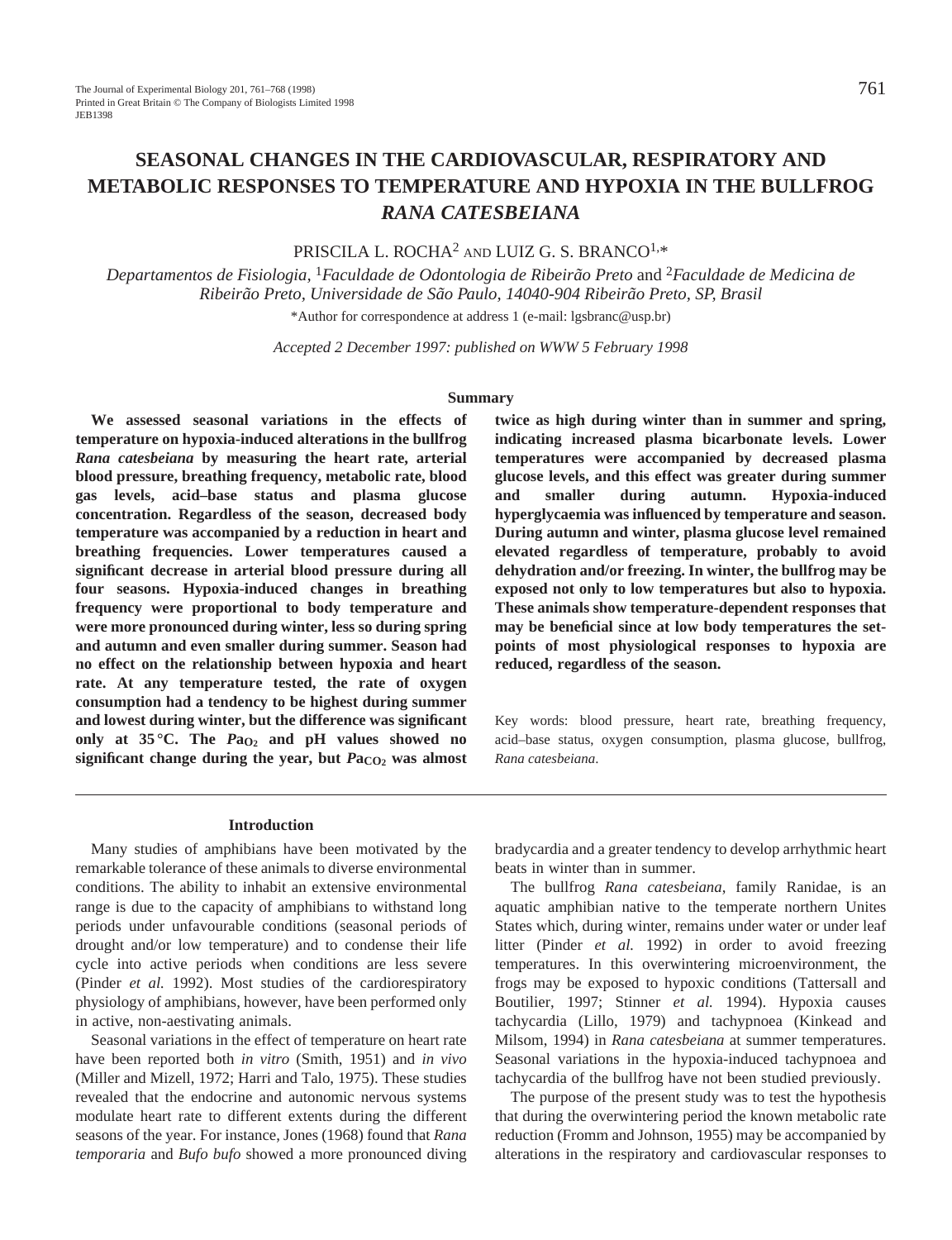# SEASONAL CHANGES IN THE CARDIOVASCULAR, RESPIRATORY AND METABOLIC RESPONSES TO TEMPERATURE AND HYPOXIA IN THE BULLFROG *RANA CATESBEIANA*

PRISCILA L. ROCHA[2] AND LUIZ G. S. BRANCO[1,*]

*Departamentos de Fisiologia,* [1]*Faculdade de Odontologia de Ribeirão Preto* and [2]*Faculdade de Medicina de Ribeirão Preto, Universidade de São Paulo, 14040-904 Ribeirão Preto, SP, Brasil*

*Author for correspondence at address 1 (e-mail: lgsbranc@usp.br)

*Accepted 2 December 1997: published on WWW 5 February 1998*

## Summary

**We assessed seasonal variations in the effects of temperature on hypoxia-induced alterations in the bullfrog *Rana catesbeiana* by measuring the heart rate, arterial blood pressure, breathing frequency, metabolic rate, blood gas levels, acid–base status and plasma glucose concentration. Regardless of the season, decreased body temperature was accompanied by a reduction in heart and breathing frequencies. Lower temperatures caused a significant decrease in arterial blood pressure during all four seasons. Hypoxia-induced changes in breathing frequency were proportional to body temperature and were more pronounced during winter, less so during spring and autumn and even smaller during summer. Season had no effect on the relationship between hypoxia and heart rate. At any temperature tested, the rate of oxygen consumption had a tendency to be highest during summer and lowest during winter, but the difference was significant only at 35 °C. The $Pa_{O_2}$ and pH values showed no significant change during the year, but $Pa_{CO_2}$ was almost twice as high during winter than in summer and spring, indicating increased plasma bicarbonate levels. Lower temperatures were accompanied by decreased plasma glucose levels, and this effect was greater during summer and smaller during autumn. Hypoxia-induced hyperglycaemia was influenced by temperature and season. During autumn and winter, plasma glucose level remained elevated regardless of temperature, probably to avoid dehydration and/or freezing. In winter, the bullfrog may be exposed not only to low temperatures but also to hypoxia. These animals show temperature-dependent responses that may be beneficial since at low body temperatures the set-points of most physiological responses to hypoxia are reduced, regardless of the season.**

Key words: blood pressure, heart rate, breathing frequency, acid–base status, oxygen consumption, plasma glucose, bullfrog, *Rana catesbeiana*.

## Introduction

Many studies of amphibians have been motivated by the remarkable tolerance of these animals to diverse environmental conditions. The ability to inhabit an extensive environmental range is due to the capacity of amphibians to withstand long periods under unfavourable conditions (seasonal periods of drought and/or low temperature) and to condense their life cycle into active periods when conditions are less severe (Pinder *et al.* 1992). Most studies of the cardiorespiratory physiology of amphibians, however, have been performed only in active, non-aestivating animals.

Seasonal variations in the effect of temperature on heart rate have been reported both *in vitro* (Smith, 1951) and *in vivo* (Miller and Mizell, 1972; Harri and Talo, 1975). These studies revealed that the endocrine and autonomic nervous systems modulate heart rate to different extents during the different seasons of the year. For instance, Jones (1968) found that *Rana temporaria* and *Bufo bufo* showed a more pronounced diving bradycardia and a greater tendency to develop arrhythmic heart beats in winter than in summer.

The bullfrog *Rana catesbeiana*, family Ranidae, is an aquatic amphibian native to the temperate northern Unites States which, during winter, remains under water or under leaf litter (Pinder *et al.* 1992) in order to avoid freezing temperatures. In this overwintering microenvironment, the frogs may be exposed to hypoxic conditions (Tattersall and Boutilier, 1997; Stinner *et al.* 1994). Hypoxia causes tachycardia (Lillo, 1979) and tachypnoea (Kinkead and Milsom, 1994) in *Rana catesbeiana* at summer temperatures. Seasonal variations in the hypoxia-induced tachypnoea and tachycardia of the bullfrog have not been studied previously.

The purpose of the present study was to test the hypothesis that during the overwintering period the known metabolic rate reduction (Fromm and Johnson, 1955) may be accompanied by alterations in the respiratory and cardiovascular responses to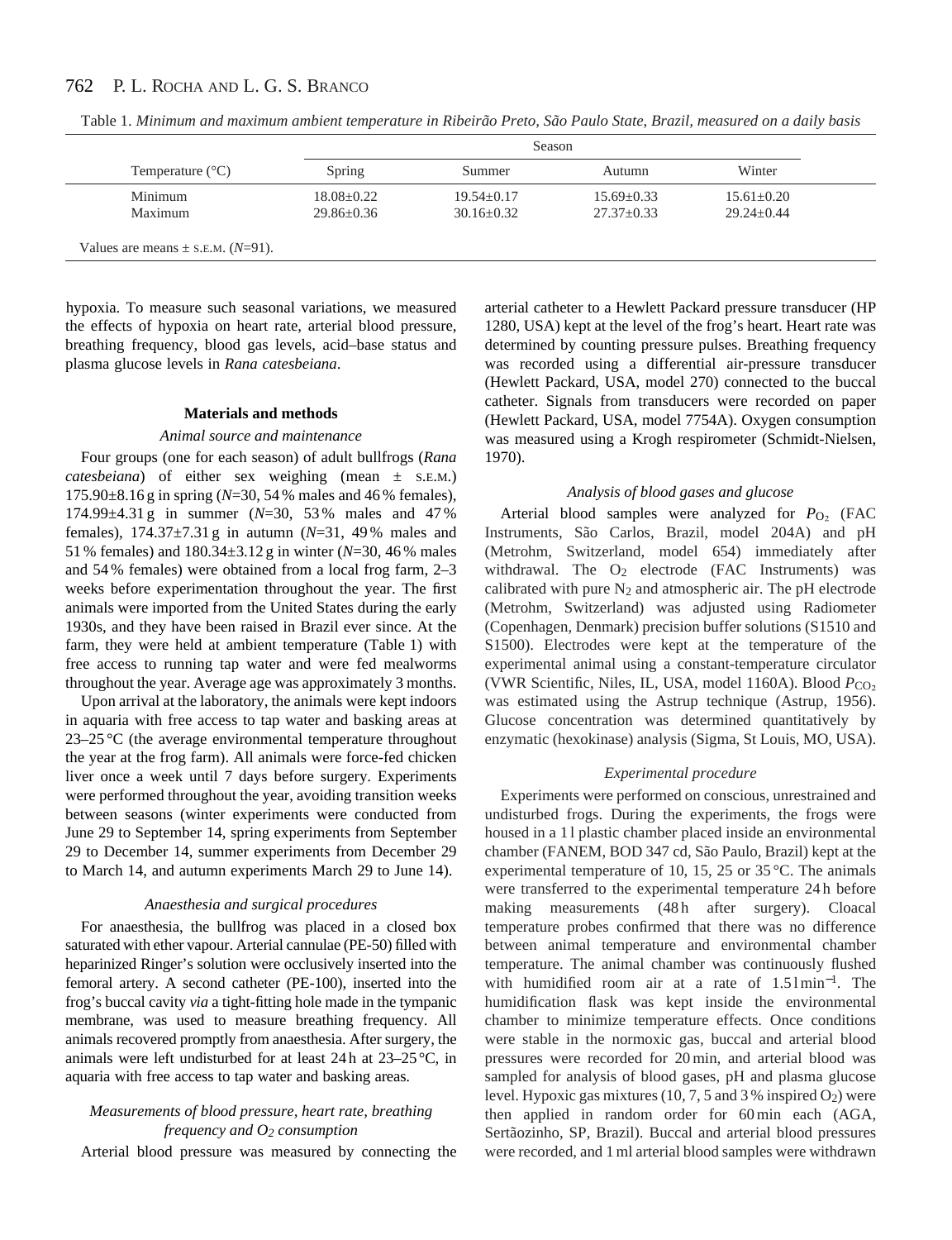Table 1. *Minimum and maximum ambient temperature in Ribeirão Preto, São Paulo State, Brazil, measured on a daily basis*

| Temperature (°C) | Season | | | |
|---|---|---|---|---|
| | Spring | Summer | Autumn | Winter |
| Minimum | 18.08±0.22 | 19.54±0.17 | 15.69±0.33 | 15.61±0.20 |
| Maximum | 29.86±0.36 | 30.16±0.32 | 27.37±0.33 | 29.24±0.44 |

Values are means ± S.E.M. (*N*=91).

hypoxia. To measure such seasonal variations, we measured the effects of hypoxia on heart rate, arterial blood pressure, breathing frequency, blood gas levels, acid–base status and plasma glucose levels in *Rana catesbeiana*.

## Materials and methods

### *Animal source and maintenance*

Four groups (one for each season) of adult bullfrogs (*Rana catesbeiana*) of either sex weighing (mean ± S.E.M.) 175.90±8.16 g in spring (*N*=30, 54 % males and 46 % females), 174.99±4.31 g in summer (*N*=30, 53 % males and 47 % females), 174.37±7.31 g in autumn (*N*=31, 49 % males and 51 % females) and 180.34±3.12 g in winter (*N*=30, 46 % males and 54 % females) were obtained from a local frog farm, 2–3 weeks before experimentation throughout the year. The first animals were imported from the United States during the early 1930s, and they have been raised in Brazil ever since. At the farm, they were held at ambient temperature (Table 1) with free access to running tap water and were fed mealworms throughout the year. Average age was approximately 3 months.

Upon arrival at the laboratory, the animals were kept indoors in aquaria with free access to tap water and basking areas at 23–25 °C (the average environmental temperature throughout the year at the frog farm). All animals were force-fed chicken liver once a week until 7 days before surgery. Experiments were performed throughout the year, avoiding transition weeks between seasons (winter experiments were conducted from June 29 to September 14, spring experiments from September 29 to December 14, summer experiments from December 29 to March 14, and autumn experiments March 29 to June 14).

### *Anaesthesia and surgical procedures*

For anaesthesia, the bullfrog was placed in a closed box saturated with ether vapour. Arterial cannulae (PE-50) filled with heparinized Ringer's solution were occlusively inserted into the femoral artery. A second catheter (PE-100), inserted into the frog's buccal cavity *via* a tight-fitting hole made in the tympanic membrane, was used to measure breathing frequency. All animals recovered promptly from anaesthesia. After surgery, the animals were left undisturbed for at least 24 h at 23–25 °C, in aquaria with free access to tap water and basking areas.

### *Measurements of blood pressure, heart rate, breathing frequency and $O_2$ consumption*

Arterial blood pressure was measured by connecting the arterial catheter to a Hewlett Packard pressure transducer (HP 1280, USA) kept at the level of the frog's heart. Heart rate was determined by counting pressure pulses. Breathing frequency was recorded using a differential air-pressure transducer (Hewlett Packard, USA, model 270) connected to the buccal catheter. Signals from transducers were recorded on paper (Hewlett Packard, USA, model 7754A). Oxygen consumption was measured using a Krogh respirometer (Schmidt-Nielsen, 1970).

### *Analysis of blood gases and glucose*

Arterial blood samples were analyzed for $P_{O_2}$ (FAC Instruments, São Carlos, Brazil, model 204A) and pH (Metrohm, Switzerland, model 654) immediately after withdrawal. The $O_2$ electrode (FAC Instruments) was calibrated with pure $N_2$ and atmospheric air. The pH electrode (Metrohm, Switzerland) was adjusted using Radiometer (Copenhagen, Denmark) precision buffer solutions (S1510 and S1500). Electrodes were kept at the temperature of the experimental animal using a constant-temperature circulator (VWR Scientific, Niles, IL, USA, model 1160A). Blood $P_{CO_2}$ was estimated using the Astrup technique (Astrup, 1956). Glucose concentration was determined quantitatively by enzymatic (hexokinase) analysis (Sigma, St Louis, MO, USA).

### *Experimental procedure*

Experiments were performed on conscious, unrestrained and undisturbed frogs. During the experiments, the frogs were housed in a 1 l plastic chamber placed inside an environmental chamber (FANEM, BOD 347 cd, São Paulo, Brazil) kept at the experimental temperature of 10, 15, 25 or 35 °C. The animals were transferred to the experimental temperature 24 h before making measurements (48 h after surgery). Cloacal temperature probes confirmed that there was no difference between animal temperature and environmental chamber temperature. The animal chamber was continuously flushed with humidified room air at a rate of $1.5\,l\,min^{-1}$. The humidification flask was kept inside the environmental chamber to minimize temperature effects. Once conditions were stable in the normoxic gas, buccal and arterial blood pressures were recorded for 20 min, and arterial blood was sampled for analysis of blood gases, pH and plasma glucose level. Hypoxic gas mixtures (10, 7, 5 and 3 % inspired $O_2$) were then applied in random order for 60 min each (AGA, Sertãozinho, SP, Brazil). Buccal and arterial blood pressures were recorded, and 1 ml arterial blood samples were withdrawn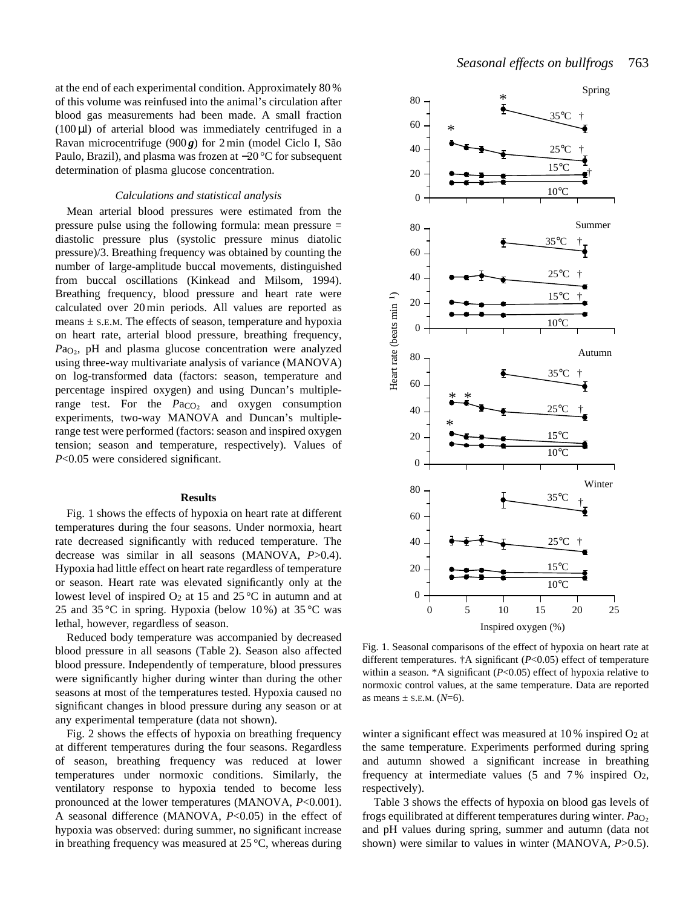at the end of each experimental condition. Approximately 80 % of this volume was reinfused into the animal's circulation after blood gas measurements had been made. A small fraction (100 μl) of arterial blood was immediately centrifuged in a Ravan microcentrifuge (900 ***g***) for 2 min (model Ciclo I, São Paulo, Brazil), and plasma was frozen at −20 °C for subsequent determination of plasma glucose concentration.

### *Calculations and statistical analysis*

Mean arterial blood pressures were estimated from the pressure pulse using the following formula: mean pressure = diastolic pressure plus (systolic pressure minus diatolic pressure)/3. Breathing frequency was obtained by counting the number of large-amplitude buccal movements, distinguished from buccal oscillations (Kinkead and Milsom, 1994). Breathing frequency, blood pressure and heart rate were calculated over 20 min periods. All values are reported as means ± S.E.M. The effects of season, temperature and hypoxia on heart rate, arterial blood pressure, breathing frequency, $Pa_{O_2}$, pH and plasma glucose concentration were analyzed using three-way multivariate analysis of variance (MANOVA) on log-transformed data (factors: season, temperature and percentage inspired oxygen) and using Duncan's multiple-range test. For the $Pa_{CO_2}$ and oxygen consumption experiments, two-way MANOVA and Duncan's multiple-range test were performed (factors: season and inspired oxygen tension; season and temperature, respectively). Values of $P<0.05$ were considered significant.

## Results

Fig. 1 shows the effects of hypoxia on heart rate at different temperatures during the four seasons. Under normoxia, heart rate decreased significantly with reduced temperature. The decrease was similar in all seasons (MANOVA, $P>0.4$). Hypoxia had little effect on heart rate regardless of temperature or season. Heart rate was elevated significantly only at the lowest level of inspired $O_2$ at 15 and 25 °C in autumn and at 25 and 35 °C in spring. Hypoxia (below 10 %) at 35 °C was lethal, however, regardless of season.

Reduced body temperature was accompanied by decreased blood pressure in all seasons (Table 2). Season also affected blood pressure. Independently of temperature, blood pressures were significantly higher during winter than during the other seasons at most of the temperatures tested. Hypoxia caused no significant changes in blood pressure during any season or at any experimental temperature (data not shown).

Fig. 2 shows the effects of hypoxia on breathing frequency at different temperatures during the four seasons. Regardless of season, breathing frequency was reduced at lower temperatures under normoxic conditions. Similarly, the ventilatory response to hypoxia tended to become less pronounced at the lower temperatures (MANOVA, $P<0.001$). A seasonal difference (MANOVA, $P<0.05$) in the effect of hypoxia was observed: during summer, no significant increase in breathing frequency was measured at 25 °C, whereas during winter a significant effect was measured at 10 % inspired $O_2$ at the same temperature. Experiments performed during spring and autumn showed a significant increase in breathing frequency at intermediate values (5 and 7 % inspired $O_2$, respectively).

Table 3 shows the effects of hypoxia on blood gas levels of frogs equilibrated at different temperatures during winter. $Pa_{O_2}$ and pH values during spring, summer and autumn (data not shown) were similar to values in winter (MANOVA, $P>0.5$).

Fig. 1. Seasonal comparisons of the effect of hypoxia on heart rate at different temperatures. †A significant ($P<0.05$) effect of temperature within a season. *A significant ($P<0.05$) effect of hypoxia relative to normoxic control values, at the same temperature. Data are reported as means ± S.E.M. ($N=6$).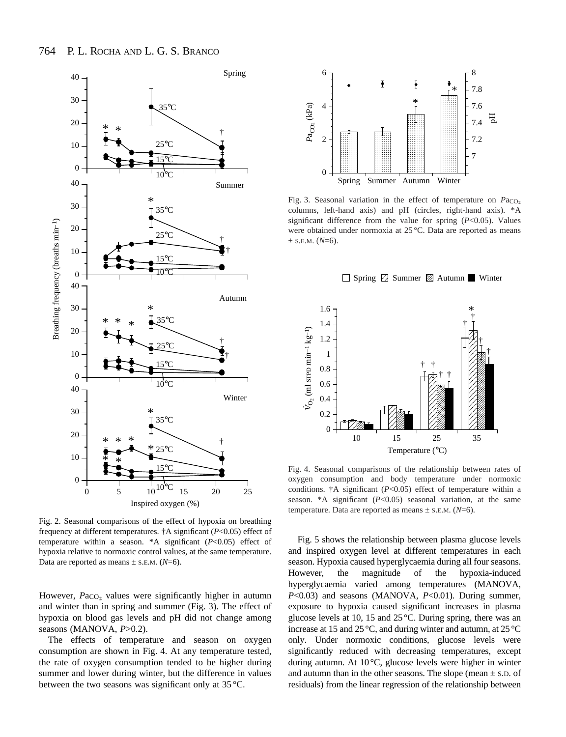Fig. 2. Seasonal comparisons of the effect of hypoxia on breathing frequency at different temperatures. †A significant ($P$<0.05) effect of temperature within a season. *A significant ($P$<0.05) effect of hypoxia relative to normoxic control values, at the same temperature. Data are reported as means ± S.E.M. ($N$=6).

However, $Pa_{CO_2}$ values were significantly higher in autumn and winter than in spring and summer (Fig. 3). The effect of hypoxia on blood gas levels and pH did not change among seasons (MANOVA, $P$>0.2).

The effects of temperature and season on oxygen consumption are shown in Fig. 4. At any temperature tested, the rate of oxygen consumption tended to be higher during summer and lower during winter, but the difference in values between the two seasons was significant only at 35 °C.

Fig. 3. Seasonal variation in the effect of temperature on $Pa_{CO_2}$ columns, left-hand axis) and pH (circles, right-hand axis). *A significant difference from the value for spring ($P$<0.05). Values were obtained under normoxia at 25 °C. Data are reported as means ± S.E.M. ($N$=6).

Fig. 4. Seasonal comparisons of the relationship between rates of oxygen consumption and body temperature under normoxic conditions. †A significant ($P$<0.05) effect of temperature within a season. *A significant ($P$<0.05) seasonal variation, at the same temperature. Data are reported as means ± S.E.M. ($N$=6).

Fig. 5 shows the relationship between plasma glucose levels and inspired oxygen level at different temperatures in each season. Hypoxia caused hyperglycaemia during all four seasons. However, the magnitude of the hypoxia-induced hyperglycaemia varied among temperatures (MANOVA, $P$<0.03) and seasons (MANOVA, $P$<0.01). During summer, exposure to hypoxia caused significant increases in plasma glucose levels at 10, 15 and 25 °C. During spring, there was an increase at 15 and 25 °C, and during winter and autumn, at 25 °C only. Under normoxic conditions, glucose levels were significantly reduced with decreasing temperatures, except during autumn. At 10 °C, glucose levels were higher in winter and autumn than in the other seasons. The slope (mean ± S.D. of residuals) from the linear regression of the relationship between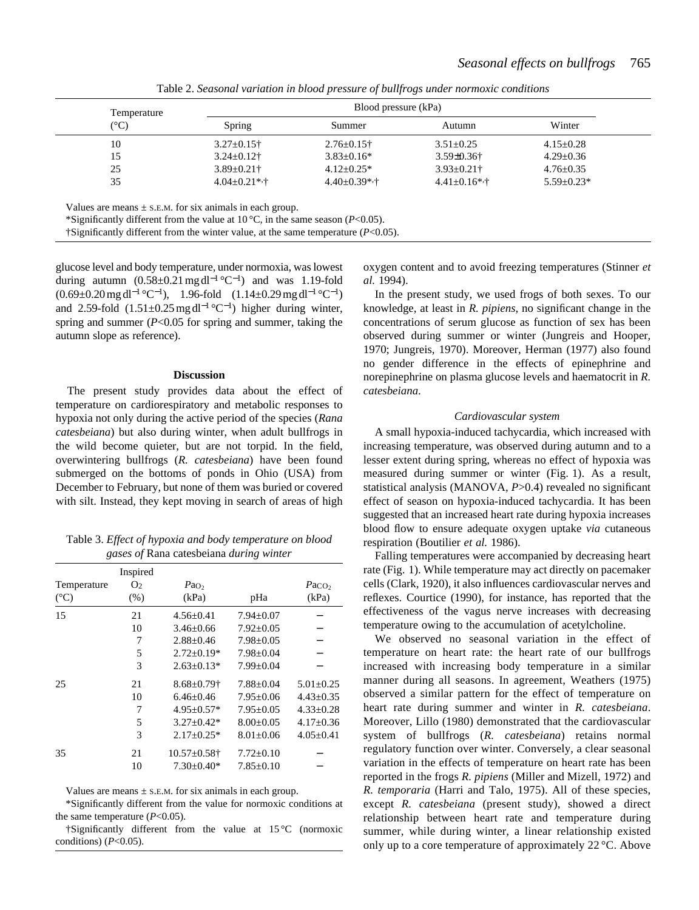Table 2. *Seasonal variation in blood pressure of bullfrogs under normoxic conditions*

| Temperature (°C) | Blood pressure (kPa) | | | |
|---|---|---|---|---|
| | Spring | Summer | Autumn | Winter |
| 10 | 3.27±0.15† | 2.76±0.15† | 3.51±0.25 | 4.15±0.28 |
| 15 | 3.24±0.12† | 3.83±0.16* | 3.59±0.36† | 4.29±0.36 |
| 25 | 3.89±0.21† | 4.12±0.25* | 3.93±0.21† | 4.76±0.35 |
| 35 | 4.04±0.21*,† | 4.40±0.39*,† | 4.41±0.16*,† | 5.59±0.23* |

Values are means ± S.E.M. for six animals in each group.

*Significantly different from the value at 10 °C, in the same season ($P<0.05$).

†Significantly different from the winter value, at the same temperature ($P<0.05$).

glucose level and body temperature, under normoxia, was lowest during autumn ($0.58\pm0.21\,\mathrm{mg\,dl^{-1}\,°C^{-1}}$) and was 1.19-fold ($0.69\pm0.20\,\mathrm{mg\,dl^{-1}\,°C^{-1}}$), 1.96-fold ($1.14\pm0.29\,\mathrm{mg\,dl^{-1}\,°C^{-1}}$) and 2.59-fold ($1.51\pm0.25\,\mathrm{mg\,dl^{-1}\,°C^{-1}}$) higher during winter, spring and summer ($P<0.05$ for spring and summer, taking the autumn slope as reference).

## Discussion

The present study provides data about the effect of temperature on cardiorespiratory and metabolic responses to hypoxia not only during the active period of the species (*Rana catesbeiana*) but also during winter, when adult bullfrogs in the wild become quieter, but are not torpid. In the field, overwintering bullfrogs (*R. catesbeiana*) have been found submerged on the bottoms of ponds in Ohio (USA) from December to February, but none of them was buried or covered with silt. Instead, they kept moving in search of areas of high oxygen content and to avoid freezing temperatures (Stinner *et al.* 1994).

In the present study, we used frogs of both sexes. To our knowledge, at least in *R. pipiens*, no significant change in the concentrations of serum glucose as function of sex has been observed during summer or winter (Jungreis and Hooper, 1970; Jungreis, 1970). Moreover, Herman (1977) also found no gender difference in the effects of epinephrine and norepinephrine on plasma glucose levels and haematocrit in *R. catesbeiana*.

Table 3. *Effect of hypoxia and body temperature on blood gases of* Rana catesbeiana *during winter*

| Temperature (°C) | Inspired $O_2$ (%) | $P\mathrm{a}_{O_2}$ (kPa) | pHa | $P\mathrm{a}_{CO_2}$ (kPa) |
|---|---|---|---|---|
| 15 | 21 | 4.56±0.41 | 7.94±0.07 | – |
| | 10 | 3.46±0.66 | 7.92±0.05 | – |
| | 7 | 2.88±0.46 | 7.98±0.05 | – |
| | 5 | 2.72±0.19* | 7.98±0.04 | – |
| | 3 | 2.63±0.13* | 7.99±0.04 | – |
| 25 | 21 | 8.68±0.79† | 7.88±0.04 | 5.01±0.25 |
| | 10 | 6.46±0.46 | 7.95±0.06 | 4.43±0.35 |
| | 7 | 4.95±0.57* | 7.95±0.05 | 4.33±0.28 |
| | 5 | 3.27±0.42* | 8.00±0.05 | 4.17±0.36 |
| | 3 | 2.17±0.25* | 8.01±0.06 | 4.05±0.41 |
| 35 | 21 | 10.57±0.58† | 7.72±0.10 | – |
| | 10 | 7.30±0.40* | 7.85±0.10 | – |

Values are means ± S.E.M. for six animals in each group.

*Significantly different from the value for normoxic conditions at the same temperature ($P<0.05$).

†Significantly different from the value at 15 °C (normoxic conditions) ($P<0.05$).

### Cardiovascular system

A small hypoxia-induced tachycardia, which increased with increasing temperature, was observed during autumn and to a lesser extent during spring, whereas no effect of hypoxia was measured during summer or winter (Fig. 1). As a result, statistical analysis (MANOVA, $P>0.4$) revealed no significant effect of season on hypoxia-induced tachycardia. It has been suggested that an increased heart rate during hypoxia increases blood flow to ensure adequate oxygen uptake *via* cutaneous respiration (Boutilier *et al.* 1986).

Falling temperatures were accompanied by decreasing heart rate (Fig. 1). While temperature may act directly on pacemaker cells (Clark, 1920), it also influences cardiovascular nerves and reflexes. Courtice (1990), for instance, has reported that the effectiveness of the vagus nerve increases with decreasing temperature owing to the accumulation of acetylcholine.

We observed no seasonal variation in the effect of temperature on heart rate: the heart rate of our bullfrogs increased with increasing body temperature in a similar manner during all seasons. In agreement, Weathers (1975) observed a similar pattern for the effect of temperature on heart rate during summer and winter in *R. catesbeiana*. Moreover, Lillo (1980) demonstrated that the cardiovascular system of bullfrogs (*R. catesbeiana*) retains normal regulatory function over winter. Conversely, a clear seasonal variation in the effects of temperature on heart rate has been reported in the frogs *R. pipiens* (Miller and Mizell, 1972) and *R. temporaria* (Harri and Talo, 1975). All of these species, except *R. catesbeiana* (present study), showed a direct relationship between heart rate and temperature during summer, while during winter, a linear relationship existed only up to a core temperature of approximately 22 °C. Above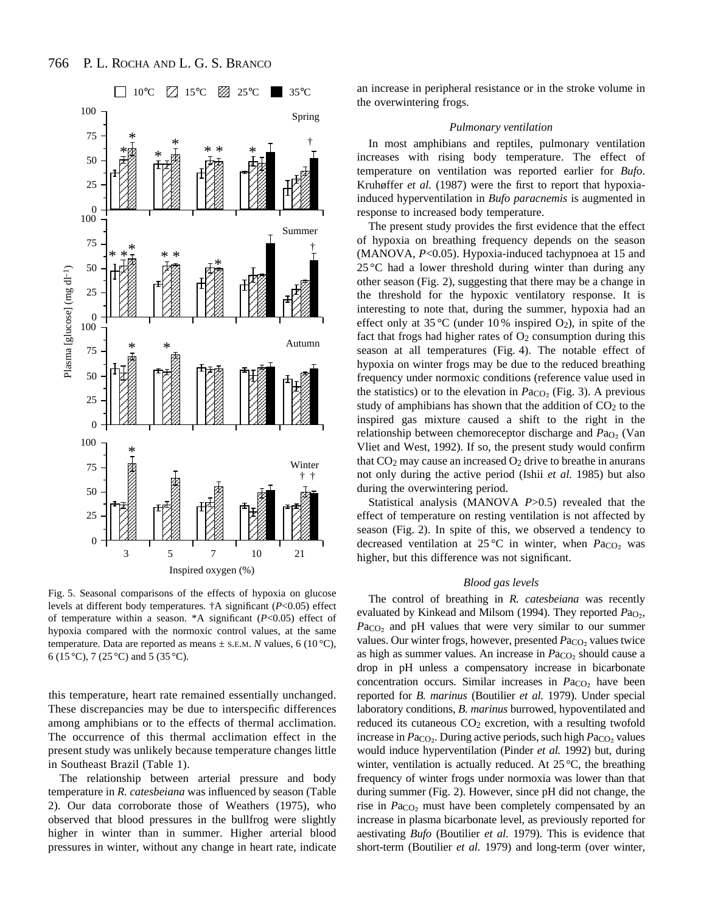Fig. 5. Seasonal comparisons of the effects of hypoxia on glucose levels at different body temperatures. †A significant ($P<0.05$) effect of temperature within a season. *A significant ($P<0.05$) effect of hypoxia compared with the normoxic control values, at the same temperature. Data are reported as means ± S.E.M. *N* values, 6 (10 °C), 6 (15 °C), 7 (25 °C) and 5 (35 °C).

this temperature, heart rate remained essentially unchanged. These discrepancies may be due to interspecific differences among amphibians or to the effects of thermal acclimation. The occurrence of this thermal acclimation effect in the present study was unlikely because temperature changes little in Southeast Brazil (Table 1).

The relationship between arterial pressure and body temperature in *R. catesbeiana* was influenced by season (Table 2). Our data corroborate those of Weathers (1975), who observed that blood pressures in the bullfrog were slightly higher in winter than in summer. Higher arterial blood pressures in winter, without any change in heart rate, indicate an increase in peripheral resistance or in the stroke volume in the overwintering frogs.

### *Pulmonary ventilation*

In most amphibians and reptiles, pulmonary ventilation increases with rising body temperature. The effect of temperature on ventilation was reported earlier for *Bufo*. Kruhøffer *et al.* (1987) were the first to report that hypoxia-induced hyperventilation in *Bufo paracnemis* is augmented in response to increased body temperature.

The present study provides the first evidence that the effect of hypoxia on breathing frequency depends on the season (MANOVA, $P<0.05$). Hypoxia-induced tachypnoea at 15 and 25 °C had a lower threshold during winter than during any other season (Fig. 2), suggesting that there may be a change in the threshold for the hypoxic ventilatory response. It is interesting to note that, during the summer, hypoxia had an effect only at 35 °C (under 10 % inspired $O_2$), in spite of the fact that frogs had higher rates of $O_2$ consumption during this season at all temperatures (Fig. 4). The notable effect of hypoxia on winter frogs may be due to the reduced breathing frequency under normoxic conditions (reference value used in the statistics) or to the elevation in $Pa_{CO_2}$ (Fig. 3). A previous study of amphibians has shown that the addition of $CO_2$ to the inspired gas mixture caused a shift to the right in the relationship between chemoreceptor discharge and $Pa_{O_2}$ (Van Vliet and West, 1992). If so, the present study would confirm that $CO_2$ may cause an increased $O_2$ drive to breathe in anurans not only during the active period (Ishii *et al.* 1985) but also during the overwintering period.

Statistical analysis (MANOVA $P>0.5$) revealed that the effect of temperature on resting ventilation is not affected by season (Fig. 2). In spite of this, we observed a tendency to decreased ventilation at 25 °C in winter, when $Pa_{CO_2}$ was higher, but this difference was not significant.

### *Blood gas levels*

The control of breathing in *R. catesbeiana* was recently evaluated by Kinkead and Milsom (1994). They reported $Pa_{O_2}$, $Pa_{CO_2}$ and pH values that were very similar to our summer values. Our winter frogs, however, presented $Pa_{CO_2}$ values twice as high as summer values. An increase in $Pa_{CO_2}$ should cause a drop in pH unless a compensatory increase in bicarbonate concentration occurs. Similar increases in $Pa_{CO_2}$ have been reported for *B. marinus* (Boutilier *et al.* 1979). Under special laboratory conditions, *B. marinus* burrowed, hypoventilated and reduced its cutaneous $CO_2$ excretion, with a resulting twofold increase in $Pa_{CO_2}$. During active periods, such high $Pa_{CO_2}$ values would induce hyperventilation (Pinder *et al.* 1992) but, during winter, ventilation is actually reduced. At 25 °C, the breathing frequency of winter frogs under normoxia was lower than that during summer (Fig. 2). However, since pH did not change, the rise in $Pa_{CO_2}$ must have been completely compensated by an increase in plasma bicarbonate level, as previously reported for aestivating *Bufo* (Boutilier *et al.* 1979). This is evidence that short-term (Boutilier *et al.* 1979) and long-term (over winter,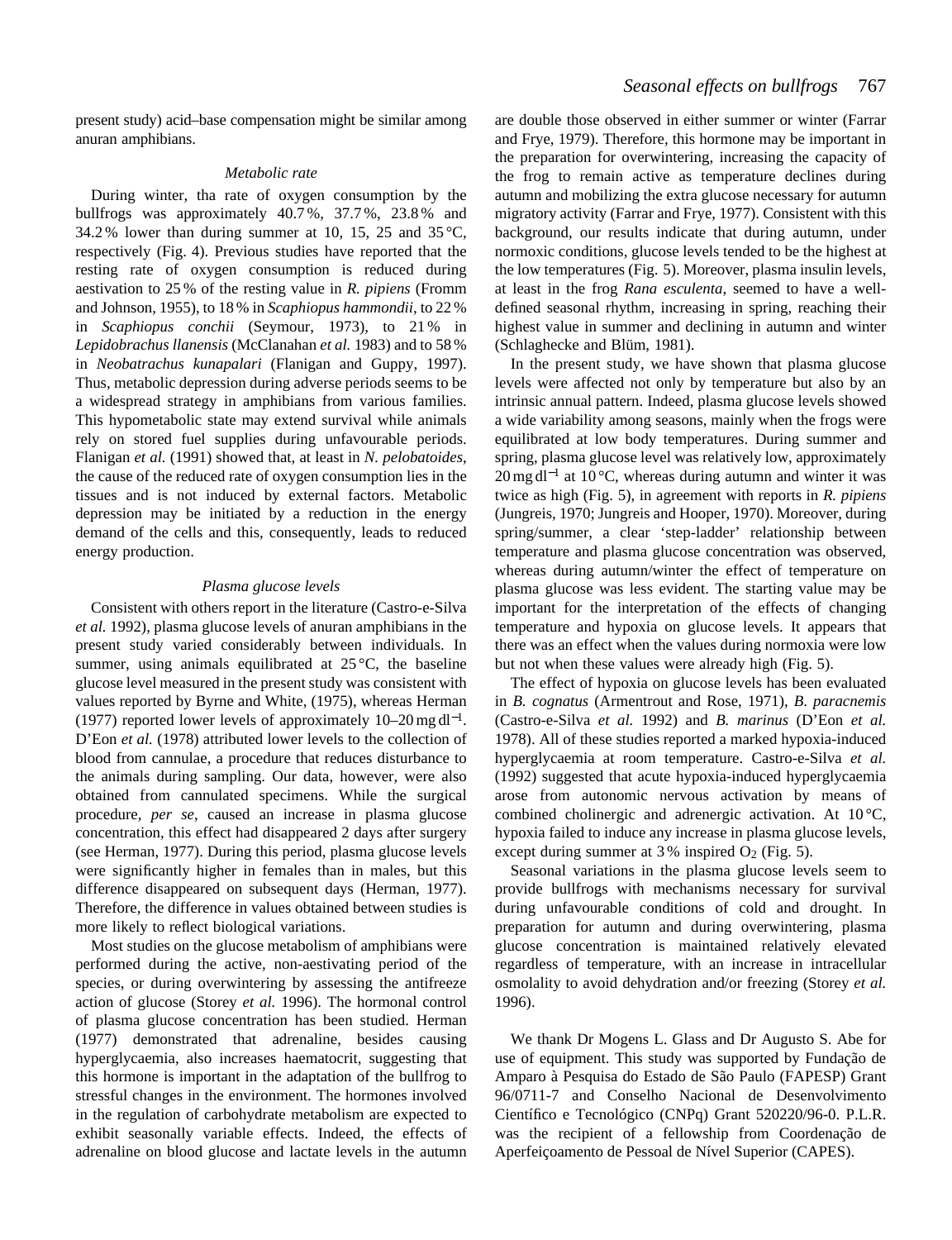present study) acid–base compensation might be similar among anuran amphibians.

### *Metabolic rate*

During winter, tha rate of oxygen consumption by the bullfrogs was approximately 40.7 %, 37.7 %, 23.8 % and 34.2 % lower than during summer at 10, 15, 25 and 35 °C, respectively (Fig. 4). Previous studies have reported that the resting rate of oxygen consumption is reduced during aestivation to 25 % of the resting value in *R. pipiens* (Fromm and Johnson, 1955), to 18 % in *Scaphiopus hammondii*, to 22 % in *Scaphiopus conchii* (Seymour, 1973), to 21 % in *Lepidobrachus llanensis* (McClanahan *et al.* 1983) and to 58 % in *Neobatrachus kunapalari* (Flanigan and Guppy, 1997). Thus, metabolic depression during adverse periods seems to be a widespread strategy in amphibians from various families. This hypometabolic state may extend survival while animals rely on stored fuel supplies during unfavourable periods. Flanigan *et al.* (1991) showed that, at least in *N. pelobatoides*, the cause of the reduced rate of oxygen consumption lies in the tissues and is not induced by external factors. Metabolic depression may be initiated by a reduction in the energy demand of the cells and this, consequently, leads to reduced energy production.

### *Plasma glucose levels*

Consistent with others report in the literature (Castro-e-Silva *et al.* 1992), plasma glucose levels of anuran amphibians in the present study varied considerably between individuals. In summer, using animals equilibrated at 25 °C, the baseline glucose level measured in the present study was consistent with values reported by Byrne and White, (1975), whereas Herman (1977) reported lower levels of approximately 10–20 mg dl$^{-1}$. D'Eon *et al.* (1978) attributed lower levels to the collection of blood from cannulae, a procedure that reduces disturbance to the animals during sampling. Our data, however, were also obtained from cannulated specimens. While the surgical procedure, *per se*, caused an increase in plasma glucose concentration, this effect had disappeared 2 days after surgery (see Herman, 1977). During this period, plasma glucose levels were significantly higher in females than in males, but this difference disappeared on subsequent days (Herman, 1977). Therefore, the difference in values obtained between studies is more likely to reflect biological variations.

Most studies on the glucose metabolism of amphibians were performed during the active, non-aestivating period of the species, or during overwintering by assessing the antifreeze action of glucose (Storey *et al.* 1996). The hormonal control of plasma glucose concentration has been studied. Herman (1977) demonstrated that adrenaline, besides causing hyperglycaemia, also increases haematocrit, suggesting that this hormone is important in the adaptation of the bullfrog to stressful changes in the environment. The hormones involved in the regulation of carbohydrate metabolism are expected to exhibit seasonally variable effects. Indeed, the effects of adrenaline on blood glucose and lactate levels in the autumn are double those observed in either summer or winter (Farrar and Frye, 1979). Therefore, this hormone may be important in the preparation for overwintering, increasing the capacity of the frog to remain active as temperature declines during autumn and mobilizing the extra glucose necessary for autumn migratory activity (Farrar and Frye, 1977). Consistent with this background, our results indicate that during autumn, under normoxic conditions, glucose levels tended to be the highest at the low temperatures (Fig. 5). Moreover, plasma insulin levels, at least in the frog *Rana esculenta*, seemed to have a well-defined seasonal rhythm, increasing in spring, reaching their highest value in summer and declining in autumn and winter (Schlaghecke and Blüm, 1981).

In the present study, we have shown that plasma glucose levels were affected not only by temperature but also by an intrinsic annual pattern. Indeed, plasma glucose levels showed a wide variability among seasons, mainly when the frogs were equilibrated at low body temperatures. During summer and spring, plasma glucose level was relatively low, approximately 20 mg dl$^{-1}$ at 10 °C, whereas during autumn and winter it was twice as high (Fig. 5), in agreement with reports in *R. pipiens* (Jungreis, 1970; Jungreis and Hooper, 1970). Moreover, during spring/summer, a clear 'step-ladder' relationship between temperature and plasma glucose concentration was observed, whereas during autumn/winter the effect of temperature on plasma glucose was less evident. The starting value may be important for the interpretation of the effects of changing temperature and hypoxia on glucose levels. It appears that there was an effect when the values during normoxia were low but not when these values were already high (Fig. 5).

The effect of hypoxia on glucose levels has been evaluated in *B. cognatus* (Armentrout and Rose, 1971), *B. paracnemis* (Castro-e-Silva *et al.* 1992) and *B. marinus* (D'Eon *et al.* 1978). All of these studies reported a marked hypoxia-induced hyperglycaemia at room temperature. Castro-e-Silva *et al.* (1992) suggested that acute hypoxia-induced hyperglycaemia arose from autonomic nervous activation by means of combined cholinergic and adrenergic activation. At 10 °C, hypoxia failed to induce any increase in plasma glucose levels, except during summer at 3 % inspired $O_2$ (Fig. 5).

Seasonal variations in the plasma glucose levels seem to provide bullfrogs with mechanisms necessary for survival during unfavourable conditions of cold and drought. In preparation for autumn and during overwintering, plasma glucose concentration is maintained relatively elevated regardless of temperature, with an increase in intracellular osmolality to avoid dehydration and/or freezing (Storey *et al.* 1996).

We thank Dr Mogens L. Glass and Dr Augusto S. Abe for use of equipment. This study was supported by Fundação de Amparo à Pesquisa do Estado de São Paulo (FAPESP) Grant 96/0711-7 and Conselho Nacional de Desenvolvimento Científico e Tecnológico (CNPq) Grant 520220/96-0. P.L.R. was the recipient of a fellowship from Coordenação de Aperfeiçoamento de Pessoal de Nível Superior (CAPES).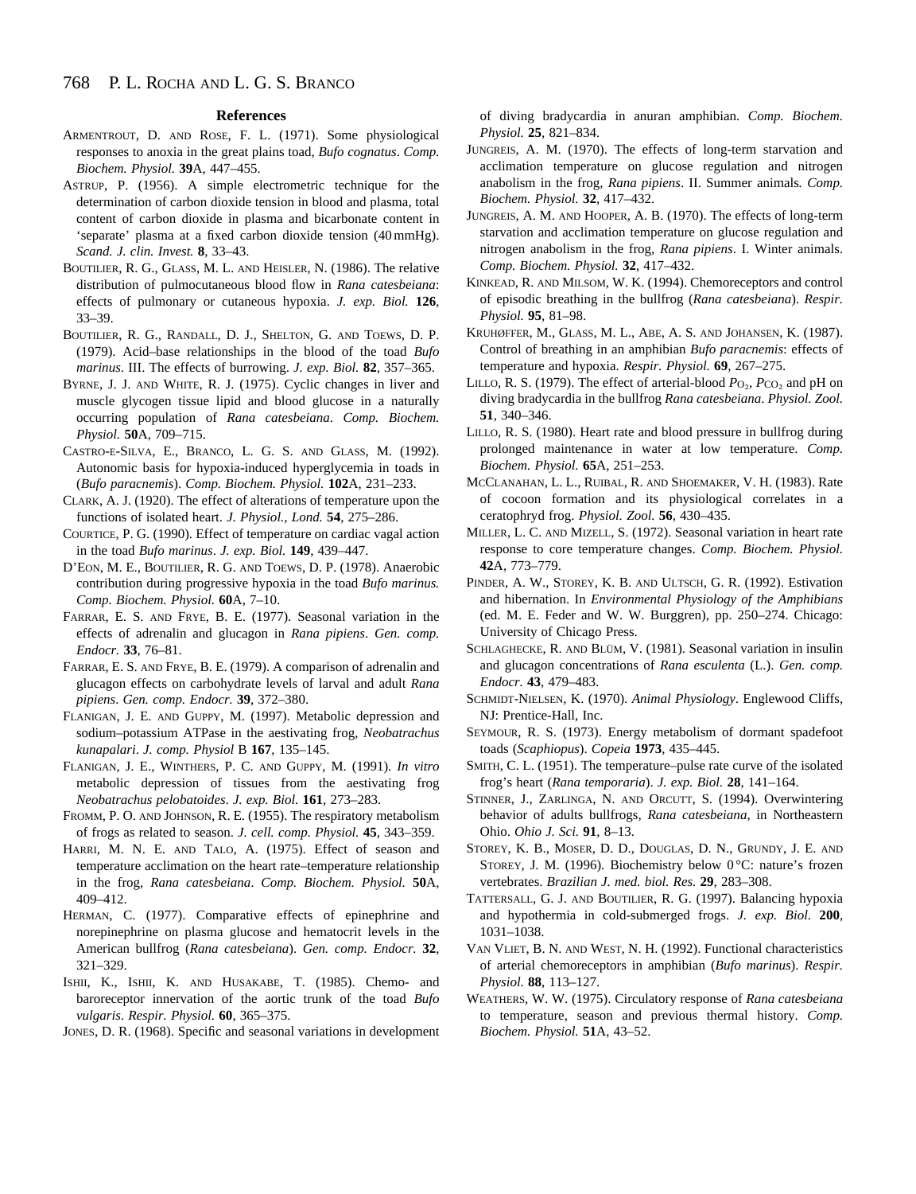## References

Armentrout, D. and Rose, F. L. (1971). Some physiological responses to anoxia in the great plains toad, *Bufo cognatus*. *Comp. Biochem. Physiol.* **39**A, 447–455.

Astrup, P. (1956). A simple electrometric technique for the determination of carbon dioxide tension in blood and plasma, total content of carbon dioxide in plasma and bicarbonate content in 'separate' plasma at a fixed carbon dioxide tension (40 mmHg). *Scand. J. clin. Invest.* **8**, 33–43.

Boutilier, R. G., Glass, M. L. and Heisler, N. (1986). The relative distribution of pulmocutaneous blood flow in *Rana catesbeiana*: effects of pulmonary or cutaneous hypoxia. *J. exp. Biol.* **126**, 33–39.

Boutilier, R. G., Randall, D. J., Shelton, G. and Toews, D. P. (1979). Acid–base relationships in the blood of the toad *Bufo marinus*. III. The effects of burrowing. *J. exp. Biol.* **82**, 357–365.

Byrne, J. J. and White, R. J. (1975). Cyclic changes in liver and muscle glycogen tissue lipid and blood glucose in a naturally occurring population of *Rana catesbeiana*. *Comp. Biochem. Physiol.* **50**A, 709–715.

Castro-e-Silva, E., Branco, L. G. S. and Glass, M. (1992). Autonomic basis for hypoxia-induced hyperglycemia in toads in (*Bufo paracnemis*). *Comp. Biochem. Physiol.* **102**A, 231–233.

Clark, A. J. (1920). The effect of alterations of temperature upon the functions of isolated heart. *J. Physiol., Lond.* **54**, 275–286.

Courtice, P. G. (1990). Effect of temperature on cardiac vagal action in the toad *Bufo marinus*. *J. exp. Biol.* **149**, 439–447.

D'Eon, M. E., Boutilier, R. G. and Toews, D. P. (1978). Anaerobic contribution during progressive hypoxia in the toad *Bufo marinus.* *Comp. Biochem. Physiol.* **60**A, 7–10.

Farrar, E. S. and Frye, B. E. (1977). Seasonal variation in the effects of adrenalin and glucagon in *Rana pipiens*. *Gen. comp. Endocr.* **33**, 76–81.

Farrar, E. S. and Frye, B. E. (1979). A comparison of adrenalin and glucagon effects on carbohydrate levels of larval and adult *Rana pipiens*. *Gen. comp. Endocr.* **39**, 372–380.

Flanigan, J. E. and Guppy, M. (1997). Metabolic depression and sodium–potassium ATPase in the aestivating frog, *Neobatrachus kunapalari*. *J. comp. Physiol* B **167**, 135–145.

Flanigan, J. E., Winthers, P. C. and Guppy, M. (1991). *In vitro* metabolic depression of tissues from the aestivating frog *Neobatrachus pelobatoides*. *J. exp. Biol.* **161**, 273–283.

Fromm, P. O. and Johnson, R. E. (1955). The respiratory metabolism of frogs as related to season. *J. cell. comp. Physiol.* **45**, 343–359.

Harri, M. N. E. and Talo, A. (1975). Effect of season and temperature acclimation on the heart rate–temperature relationship in the frog, *Rana catesbeiana*. *Comp. Biochem. Physiol.* **50**A, 409–412.

Herman, C. (1977). Comparative effects of epinephrine and norepinephrine on plasma glucose and hematocrit levels in the American bullfrog (*Rana catesbeiana*). *Gen. comp. Endocr.* **32**, 321–329.

Ishii, K., Ishii, K. and Husakabe, T. (1985). Chemo- and baroreceptor innervation of the aortic trunk of the toad *Bufo vulgaris*. *Respir. Physiol.* **60**, 365–375.

Jones, D. R. (1968). Specific and seasonal variations in development of diving bradycardia in anuran amphibian. *Comp. Biochem. Physiol.* **25**, 821–834.

Jungreis, A. M. (1970). The effects of long-term starvation and acclimation temperature on glucose regulation and nitrogen anabolism in the frog, *Rana pipiens*. II. Summer animals*. Comp. Biochem. Physiol.* **32**, 417–432.

Jungreis, A. M. and Hooper, A. B. (1970). The effects of long-term starvation and acclimation temperature on glucose regulation and nitrogen anabolism in the frog, *Rana pipiens*. I. Winter animals. *Comp. Biochem. Physiol.* **32**, 417–432.

Kinkead, R. and Milsom, W. K. (1994). Chemoreceptors and control of episodic breathing in the bullfrog (*Rana catesbeiana*). *Respir. Physiol.* **95**, 81–98.

Kruhøffer, M., Glass, M. L., Abe, A. S. and Johansen, K. (1987). Control of breathing in an amphibian *Bufo paracnemis*: effects of temperature and hypoxia. *Respir. Physiol.* **69**, 267–275.

Lillo, R. S. (1979). The effect of arterial-blood $P_{O_2}$, $P_{CO_2}$ and pH on diving bradycardia in the bullfrog *Rana catesbeiana*. *Physiol. Zool.* **51**, 340–346.

Lillo, R. S. (1980). Heart rate and blood pressure in bullfrog during prolonged maintenance in water at low temperature. *Comp. Biochem. Physiol.* **65**A, 251–253.

McClanahan, L. L., Ruibal, R. and Shoemaker, V. H. (1983). Rate of cocoon formation and its physiological correlates in a ceratophryd frog. *Physiol. Zool.* **56**, 430–435.

Miller, L. C. and Mizell, S. (1972). Seasonal variation in heart rate response to core temperature changes. *Comp. Biochem. Physiol.* **42**A, 773–779.

Pinder, A. W., Storey, K. B. and Ultsch, G. R. (1992). Estivation and hibernation. In *Environmental Physiology of the Amphibians* (ed. M. E. Feder and W. W. Burggren), pp. 250–274. Chicago: University of Chicago Press.

Schlaghecke, R. and Blüm, V. (1981). Seasonal variation in insulin and glucagon concentrations of *Rana esculenta* (L.). *Gen. comp. Endocr.* **43**, 479–483.

Schmidt-Nielsen, K. (1970). *Animal Physiology*. Englewood Cliffs, NJ: Prentice-Hall, Inc.

Seymour, R. S. (1973). Energy metabolism of dormant spadefoot toads (*Scaphiopus*). *Copeia* **1973**, 435–445.

Smith, C. L. (1951). The temperature–pulse rate curve of the isolated frog's heart (*Rana temporaria*). *J. exp. Biol.* **28**, 141–164.

Stinner, J., Zarlinga, N. and Orcutt, S. (1994). Overwintering behavior of adults bullfrogs, *Rana catesbeiana*, in Northeastern Ohio. *Ohio J. Sci.* **91**, 8–13.

Storey, K. B., Moser, D. D., Douglas, D. N., Grundy, J. E. and Storey, J. M. (1996). Biochemistry below 0 °C: nature's frozen vertebrates. *Brazilian J. med. biol. Res.* **29**, 283–308.

Tattersall, G. J. and Boutilier, R. G. (1997). Balancing hypoxia and hypothermia in cold-submerged frogs. *J. exp. Biol.* **200**, 1031–1038.

Van Vliet, B. N. and West, N. H. (1992). Functional characteristics of arterial chemoreceptors in amphibian (*Bufo marinus*). *Respir. Physiol.* **88**, 113–127.

Weathers, W. W. (1975). Circulatory response of *Rana catesbeiana* to temperature, season and previous thermal history. *Comp. Biochem. Physiol.* **51**A, 43–52.